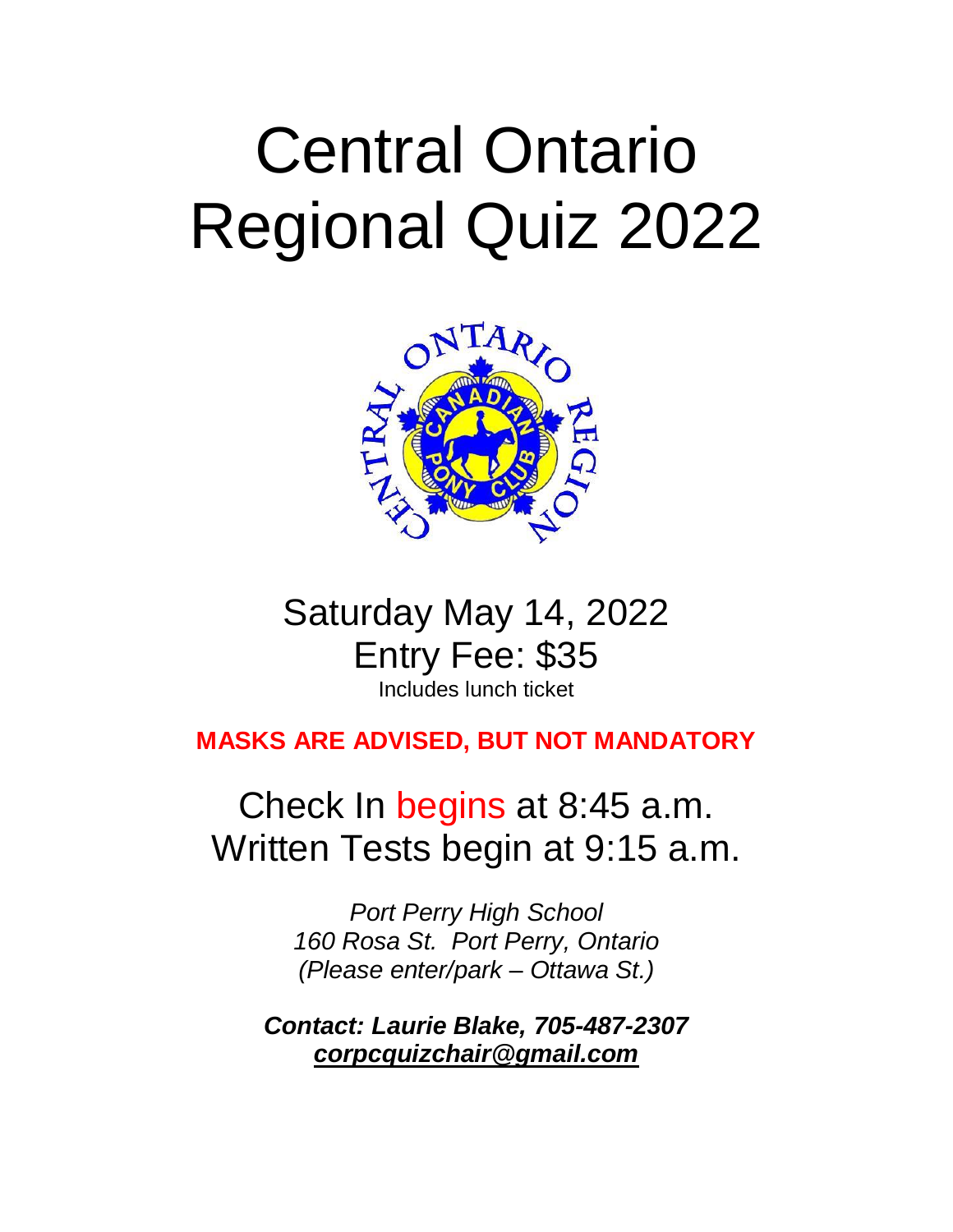# Central Ontario Regional Quiz 2022

Saturday May 14, 2022

Entry Fee: $35

Includes lunch ticket

**MASKS ARE ADVISED, BUT NOT MANDATORY**

Check In begins at 8:45 a.m.

Written Tests begin at 9:15 a.m.

*Port Perry High School*

*160 Rosa St. Port Perry, Ontario*

*(Please enter/park – Ottawa St.)*

***Contact: Laurie Blake, 705-487-2307***

***corpcquizchair@gmail.com***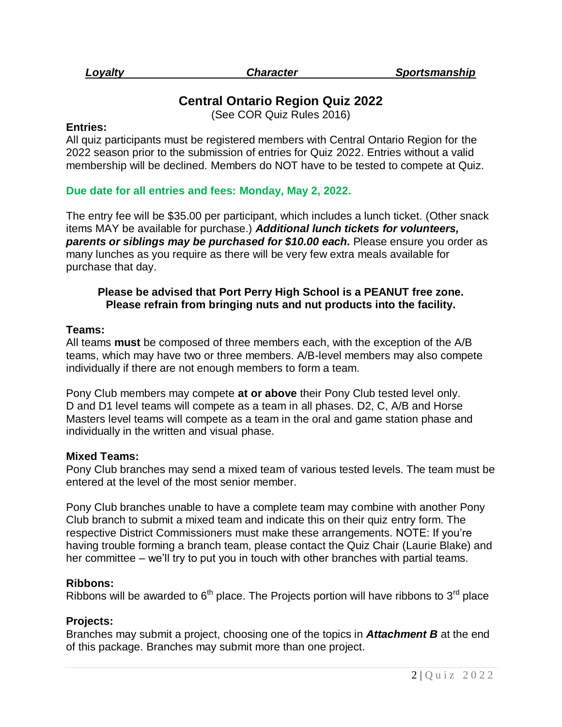***Loyalty*** ***Character*** ***Sportsmanship***

## Central Ontario Region Quiz 2022

(See COR Quiz Rules 2016)

**Entries:**

All quiz participants must be registered members with Central Ontario Region for the 2022 season prior to the submission of entries for Quiz 2022. Entries without a valid membership will be declined. Members do NOT have to be tested to compete at Quiz.

**Due date for all entries and fees: Monday, May 2, 2022.**

The entry fee will be $35.00 per participant, which includes a lunch ticket. (Other snack items MAY be available for purchase.) ***Additional lunch tickets for volunteers, parents or siblings may be purchased for $10.00 each.*** Please ensure you order as many lunches as you require as there will be very few extra meals available for purchase that day.

**Please be advised that Port Perry High School is a PEANUT free zone. Please refrain from bringing nuts and nut products into the facility.**

**Teams:**

All teams **must** be composed of three members each, with the exception of the A/B teams, which may have two or three members. A/B-level members may also compete individually if there are not enough members to form a team.

Pony Club members may compete **at or above** their Pony Club tested level only. D and D1 level teams will compete as a team in all phases. D2, C, A/B and Horse Masters level teams will compete as a team in the oral and game station phase and individually in the written and visual phase.

**Mixed Teams:**

Pony Club branches may send a mixed team of various tested levels. The team must be entered at the level of the most senior member.

Pony Club branches unable to have a complete team may combine with another Pony Club branch to submit a mixed team and indicate this on their quiz entry form. The respective District Commissioners must make these arrangements. NOTE: If you're having trouble forming a branch team, please contact the Quiz Chair (Laurie Blake) and her committee – we'll try to put you in touch with other branches with partial teams.

**Ribbons:**

Ribbons will be awarded to 6th place. The Projects portion will have ribbons to 3rd place

**Projects:**

Branches may submit a project, choosing one of the topics in ***Attachment B*** at the end of this package. Branches may submit more than one project.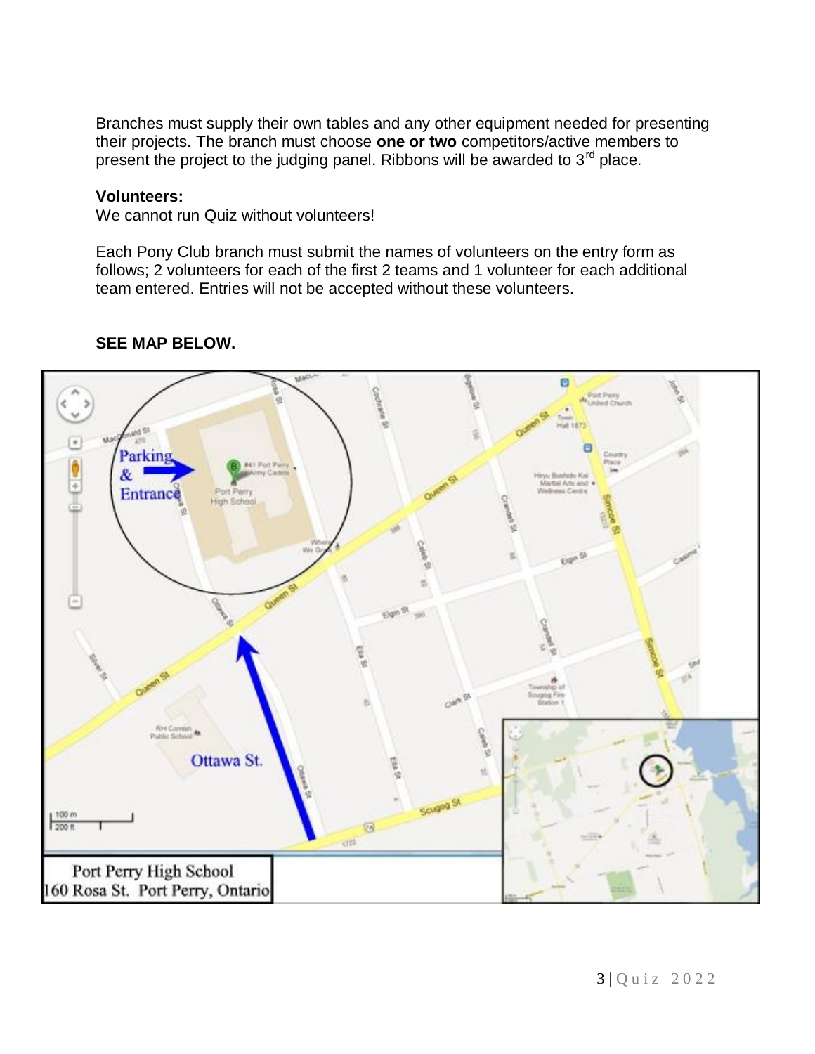Branches must supply their own tables and any other equipment needed for presenting their projects. The branch must choose **one or two** competitors/active members to present the project to the judging panel. Ribbons will be awarded to 3rd place.

**Volunteers:**
We cannot run Quiz without volunteers!

Each Pony Club branch must submit the names of volunteers on the entry form as follows; 2 volunteers for each of the first 2 teams and 1 volunteer for each additional team entered. Entries will not be accepted without these volunteers.

**SEE MAP BELOW.**

Parking & Entrance

Ottawa St.

Port Perry High School
160 Rosa St. Port Perry, Ontario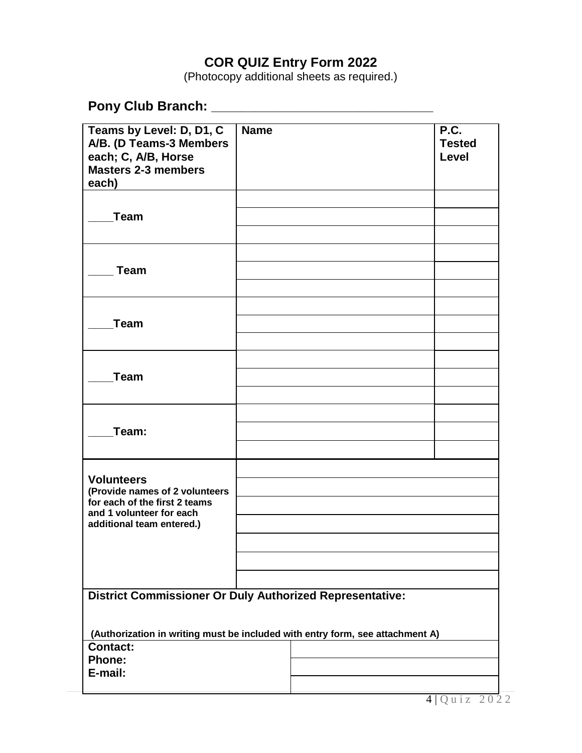# COR QUIZ Entry Form 2022

(Photocopy additional sheets as required.)

## Pony Club Branch: ______________________________

| Teams by Level: D, D1, C A/B. (D Teams-3 Members each; C, A/B, Horse Masters 2-3 members each) | Name | P.C. Tested Level |
|---|---|---|
| ____Team | | |
| | | |
| | | |
| ____ Team | | |
| | | |
| | | |
| ____Team | | |
| | | |
| | | |
| ____Team | | |
| | | |
| | | |
| ____Team: | | |
| | | |
| | | |
| **Volunteers** (Provide names of 2 volunteers for each of the first 2 teams and 1 volunteer for each additional team entered.) | | |
| | | |
| | | |
| | | |
| | | |
| | | |
| | | |

**District Commissioner Or Duly Authorized Representative:**

**(Authorization in writing must be included with entry form, see attachment A)**

| | |
|---|---|
| **Contact:** | |
| **Phone:** | |
| **E-mail:** | |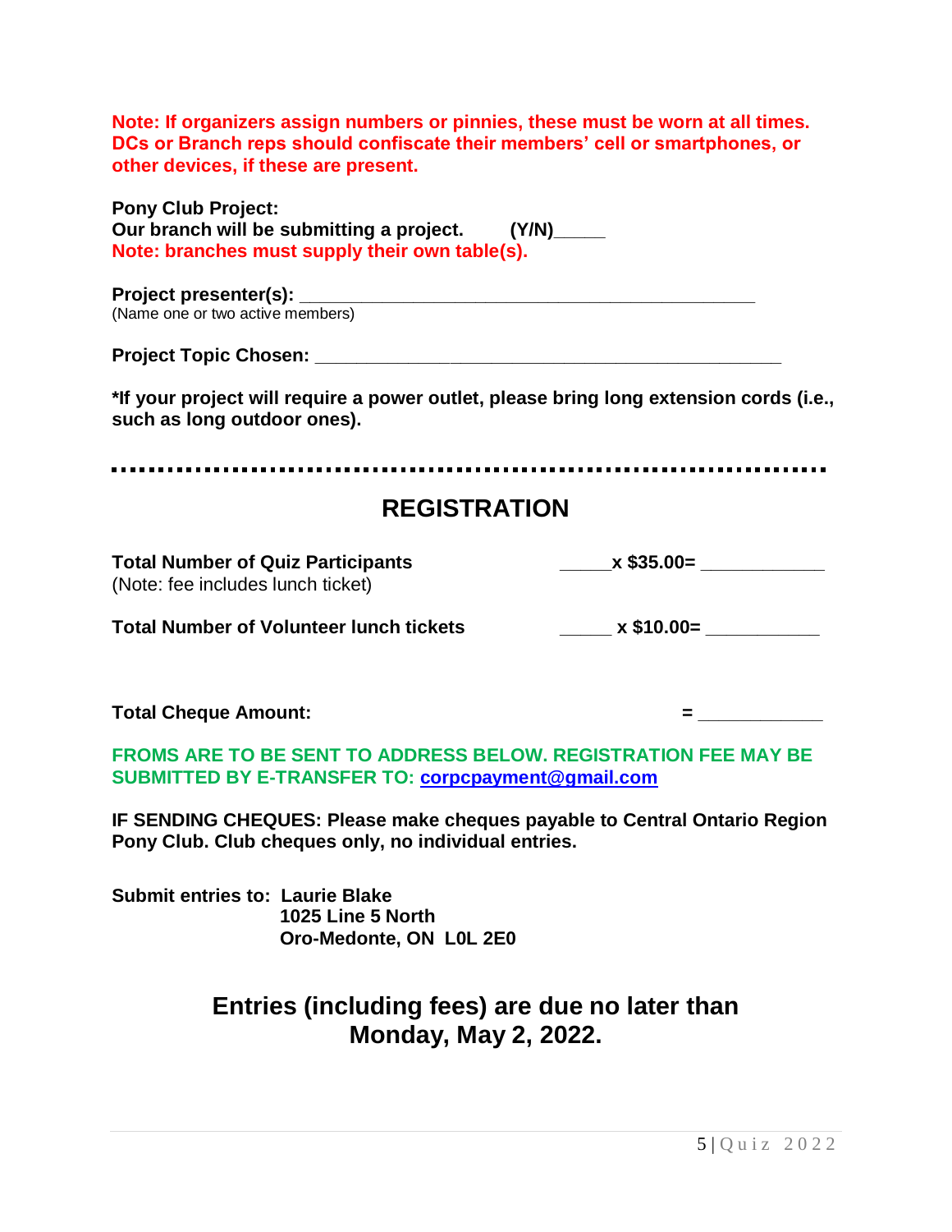**Note: If organizers assign numbers or pinnies, these must be worn at all times. DCs or Branch reps should confiscate their members' cell or smartphones, or other devices, if these are present.**

**Pony Club Project:**
**Our branch will be submitting a project. (Y/N)_____**
**Note: branches must supply their own table(s).**

**Project presenter(s): _______________________________________________**
(Name one or two active members)

**Project Topic Chosen: _______________________________________________**

***If your project will require a power outlet, please bring long extension cords (i.e., such as long outdoor ones).**

---

## REGISTRATION

**Total Number of Quiz Participants** _____**x $35.00=** ____________
(Note: fee includes lunch ticket)

**Total Number of Volunteer lunch tickets** _____ **x $10.00=** ___________

**Total Cheque Amount:** **=** ____________

**FROMS ARE TO BE SENT TO ADDRESS BELOW. REGISTRATION FEE MAY BE SUBMITTED BY E-TRANSFER TO: corpcpayment@gmail.com**

**IF SENDING CHEQUES: Please make cheques payable to Central Ontario Region Pony Club. Club cheques only, no individual entries.**

**Submit entries to: Laurie Blake**
**1025 Line 5 North**
**Oro-Medonte, ON L0L 2E0**

## Entries (including fees) are due no later than Monday, May 2, 2022.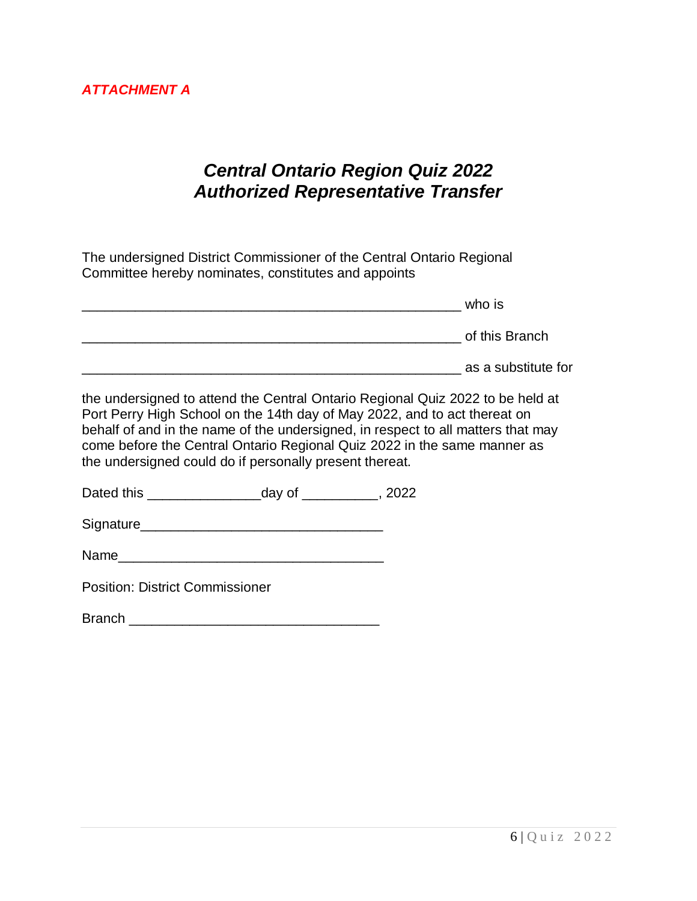*ATTACHMENT A*

# *Central Ontario Region Quiz 2022*
# *Authorized Representative Transfer*

The undersigned District Commissioner of the Central Ontario Regional Committee hereby nominates, constitutes and appoints

__________________________________________________ who is

__________________________________________________ of this Branch

__________________________________________________ as a substitute for

the undersigned to attend the Central Ontario Regional Quiz 2022 to be held at Port Perry High School on the 14th day of May 2022, and to act thereat on behalf of and in the name of the undersigned, in respect to all matters that may come before the Central Ontario Regional Quiz 2022 in the same manner as the undersigned could do if personally present thereat.

Dated this _______________day of __________, 2022

Signature________________________________

Name___________________________________

Position: District Commissioner

Branch _________________________________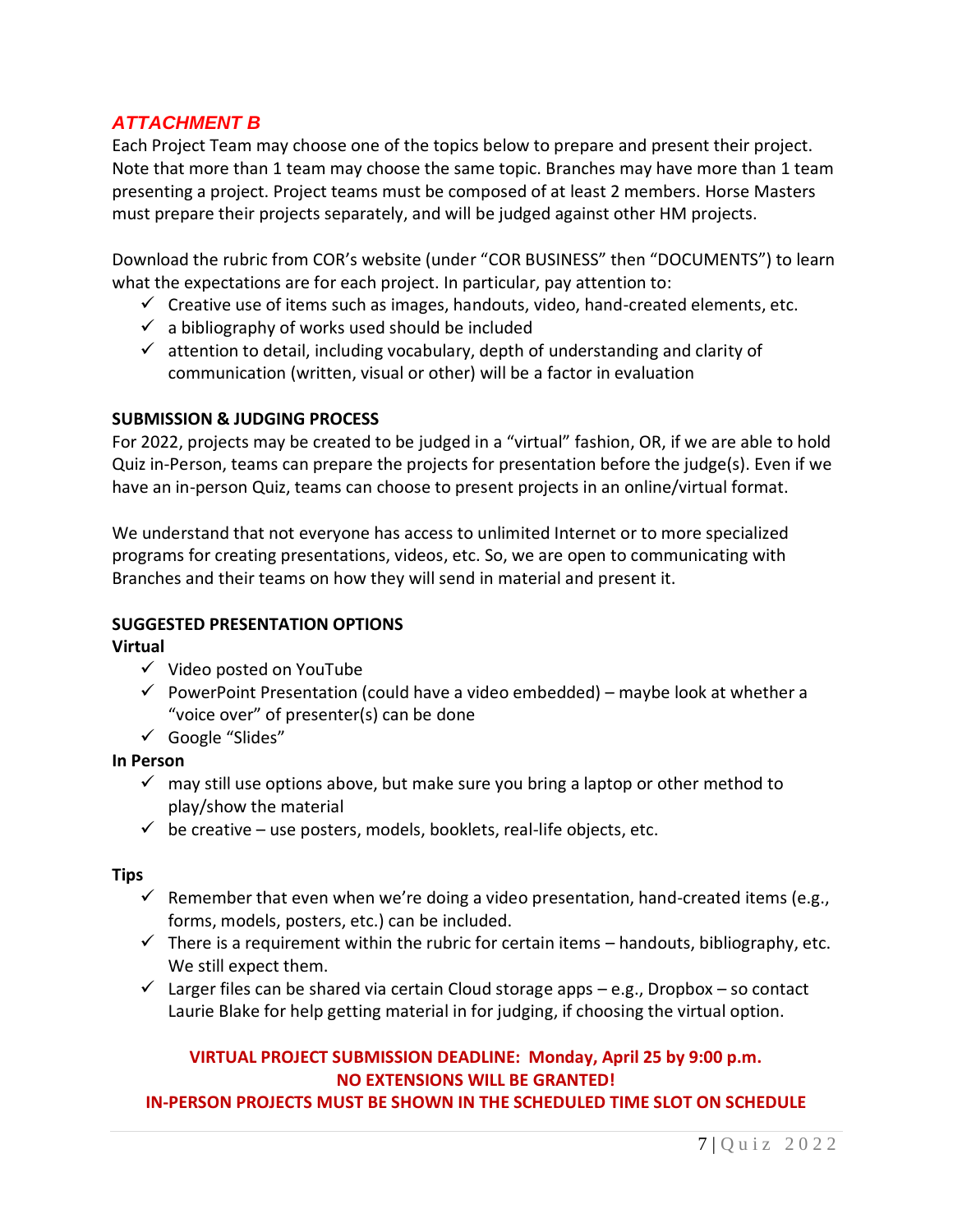## *ATTACHMENT B*

Each Project Team may choose one of the topics below to prepare and present their project. Note that more than 1 team may choose the same topic. Branches may have more than 1 team presenting a project. Project teams must be composed of at least 2 members. Horse Masters must prepare their projects separately, and will be judged against other HM projects.

Download the rubric from COR's website (under "COR BUSINESS" then "DOCUMENTS") to learn what the expectations are for each project. In particular, pay attention to:

- ✓ Creative use of items such as images, handouts, video, hand-created elements, etc.
- ✓ a bibliography of works used should be included
- ✓ attention to detail, including vocabulary, depth of understanding and clarity of communication (written, visual or other) will be a factor in evaluation

**SUBMISSION & JUDGING PROCESS**

For 2022, projects may be created to be judged in a "virtual" fashion, OR, if we are able to hold Quiz in-Person, teams can prepare the projects for presentation before the judge(s). Even if we have an in-person Quiz, teams can choose to present projects in an online/virtual format.

We understand that not everyone has access to unlimited Internet or to more specialized programs for creating presentations, videos, etc. So, we are open to communicating with Branches and their teams on how they will send in material and present it.

**SUGGESTED PRESENTATION OPTIONS**

**Virtual**

- ✓ Video posted on YouTube
- ✓ PowerPoint Presentation (could have a video embedded) – maybe look at whether a "voice over" of presenter(s) can be done
- ✓ Google "Slides"

**In Person**

- ✓ may still use options above, but make sure you bring a laptop or other method to play/show the material
- ✓ be creative – use posters, models, booklets, real-life objects, etc.

**Tips**

- ✓ Remember that even when we're doing a video presentation, hand-created items (e.g., forms, models, posters, etc.) can be included.
- ✓ There is a requirement within the rubric for certain items – handouts, bibliography, etc. We still expect them.
- ✓ Larger files can be shared via certain Cloud storage apps – e.g., Dropbox – so contact Laurie Blake for help getting material in for judging, if choosing the virtual option.

**VIRTUAL PROJECT SUBMISSION DEADLINE: Monday, April 25 by 9:00 p.m.**
**NO EXTENSIONS WILL BE GRANTED!**
**IN-PERSON PROJECTS MUST BE SHOWN IN THE SCHEDULED TIME SLOT ON SCHEDULE**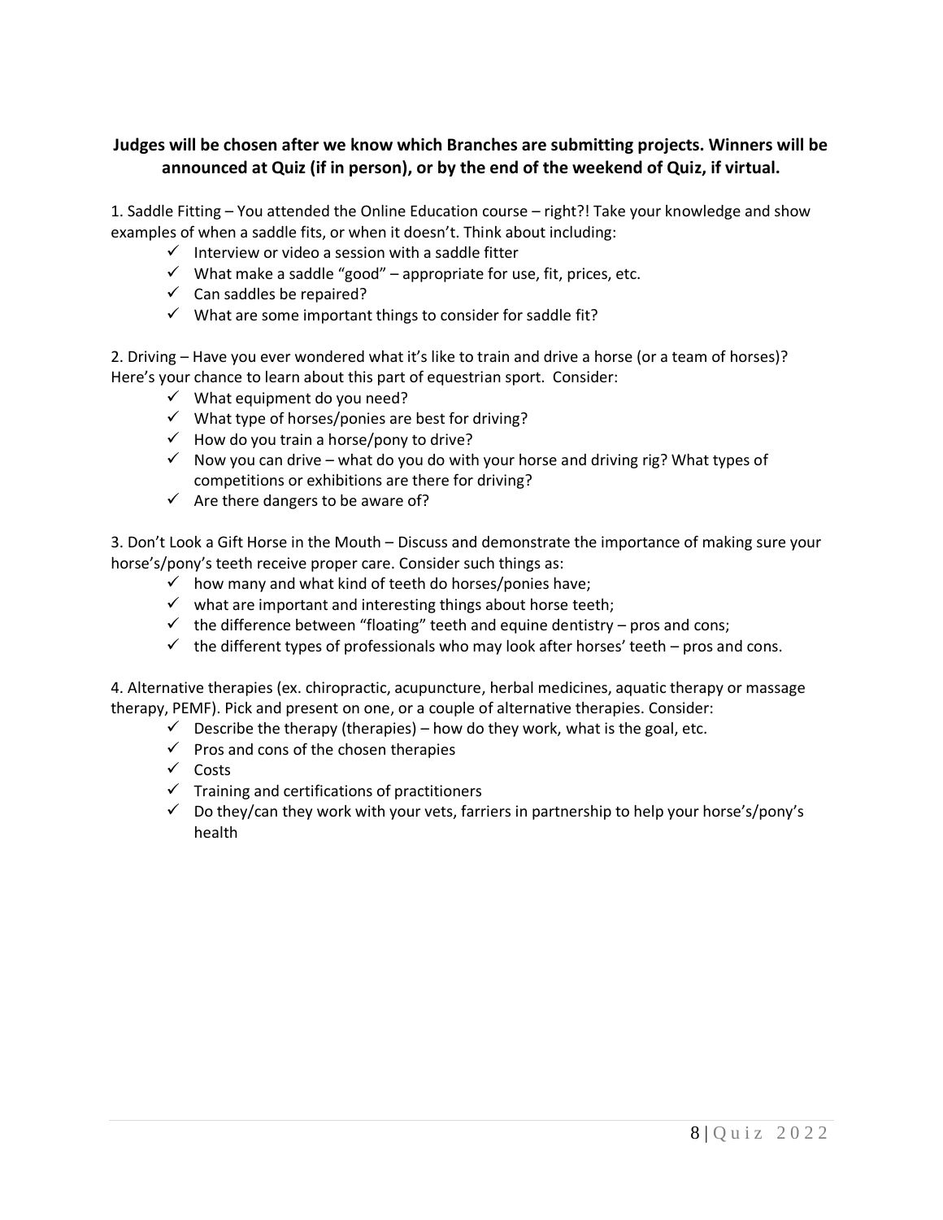**Judges will be chosen after we know which Branches are submitting projects. Winners will be announced at Quiz (if in person), or by the end of the weekend of Quiz, if virtual.**

1. Saddle Fitting – You attended the Online Education course – right?! Take your knowledge and show examples of when a saddle fits, or when it doesn't. Think about including:
    - ✓ Interview or video a session with a saddle fitter
    - ✓ What make a saddle "good" – appropriate for use, fit, prices, etc.
    - ✓ Can saddles be repaired?
    - ✓ What are some important things to consider for saddle fit?

2. Driving – Have you ever wondered what it's like to train and drive a horse (or a team of horses)? Here's your chance to learn about this part of equestrian sport. Consider:
    - ✓ What equipment do you need?
    - ✓ What type of horses/ponies are best for driving?
    - ✓ How do you train a horse/pony to drive?
    - ✓ Now you can drive – what do you do with your horse and driving rig? What types of competitions or exhibitions are there for driving?
    - ✓ Are there dangers to be aware of?

3. Don't Look a Gift Horse in the Mouth – Discuss and demonstrate the importance of making sure your horse's/pony's teeth receive proper care. Consider such things as:
    - ✓ how many and what kind of teeth do horses/ponies have;
    - ✓ what are important and interesting things about horse teeth;
    - ✓ the difference between "floating" teeth and equine dentistry – pros and cons;
    - ✓ the different types of professionals who may look after horses' teeth – pros and cons.

4. Alternative therapies (ex. chiropractic, acupuncture, herbal medicines, aquatic therapy or massage therapy, PEMF). Pick and present on one, or a couple of alternative therapies. Consider:
    - ✓ Describe the therapy (therapies) – how do they work, what is the goal, etc.
    - ✓ Pros and cons of the chosen therapies
    - ✓ Costs
    - ✓ Training and certifications of practitioners
    - ✓ Do they/can they work with your vets, farriers in partnership to help your horse's/pony's health